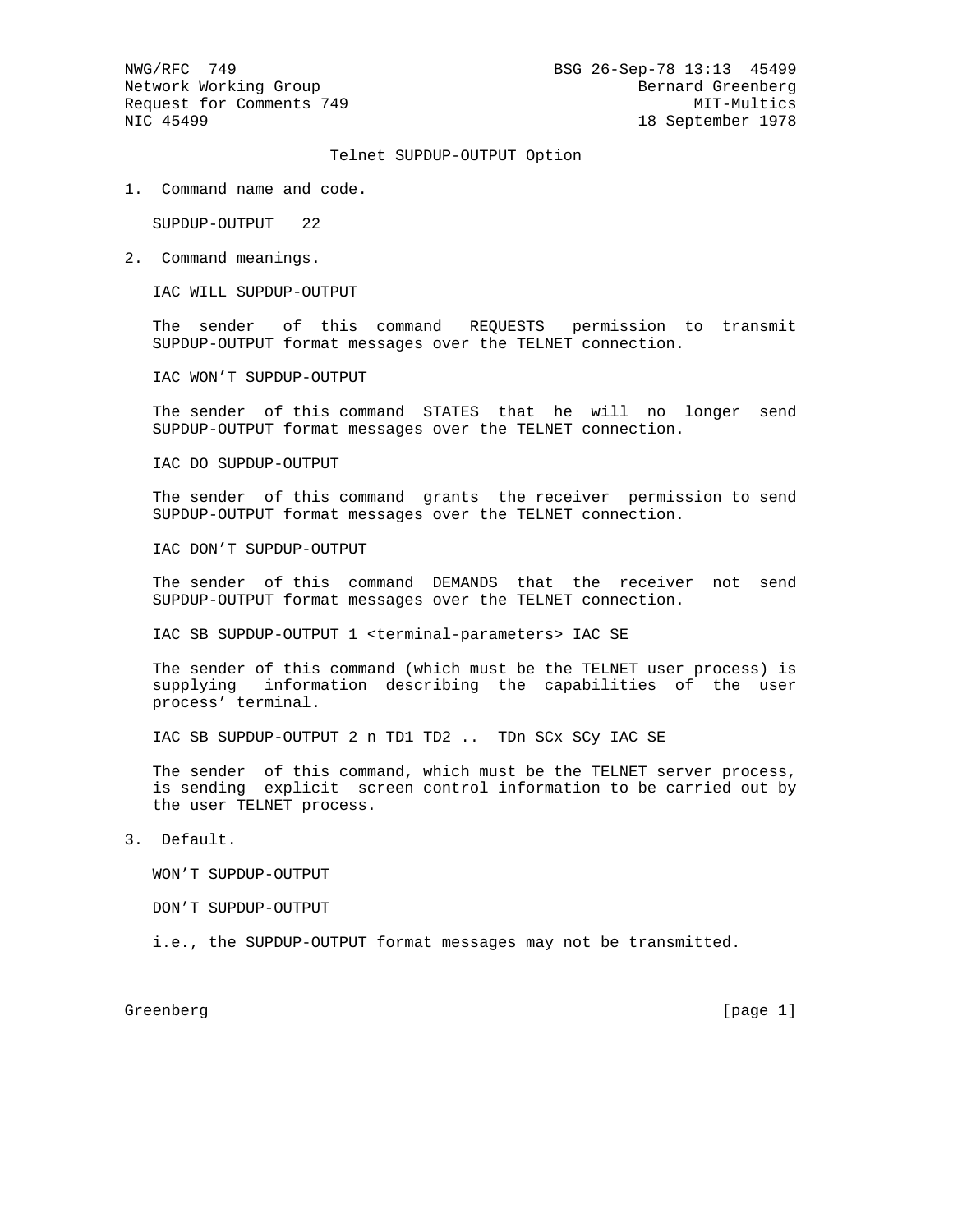NWG/RFC 749 BSG 26-Sep-78 13:13 45499

Network Working Group Bernard Greenberg
Request for Comments 749 MIT-Multics
NIC 45499 18 September 1978

# Telnet SUPDUP-OUTPUT Option

## 1. Command name and code.

SUPDUP-OUTPUT 22

## 2. Command meanings.

IAC WILL SUPDUP-OUTPUT

The sender of this command REQUESTS permission to transmit SUPDUP-OUTPUT format messages over the TELNET connection.

IAC WON'T SUPDUP-OUTPUT

The sender of this command STATES that he will no longer send SUPDUP-OUTPUT format messages over the TELNET connection.

IAC DO SUPDUP-OUTPUT

The sender of this command grants the receiver permission to send SUPDUP-OUTPUT format messages over the TELNET connection.

IAC DON'T SUPDUP-OUTPUT

The sender of this command DEMANDS that the receiver not send SUPDUP-OUTPUT format messages over the TELNET connection.

IAC SB SUPDUP-OUTPUT 1 <terminal-parameters> IAC SE

The sender of this command (which must be the TELNET user process) is supplying information describing the capabilities of the user process' terminal.

IAC SB SUPDUP-OUTPUT 2 n TD1 TD2 .. TDn SCx SCy IAC SE

The sender of this command, which must be the TELNET server process, is sending explicit screen control information to be carried out by the user TELNET process.

## 3. Default.

WON'T SUPDUP-OUTPUT

DON'T SUPDUP-OUTPUT

i.e., the SUPDUP-OUTPUT format messages may not be transmitted.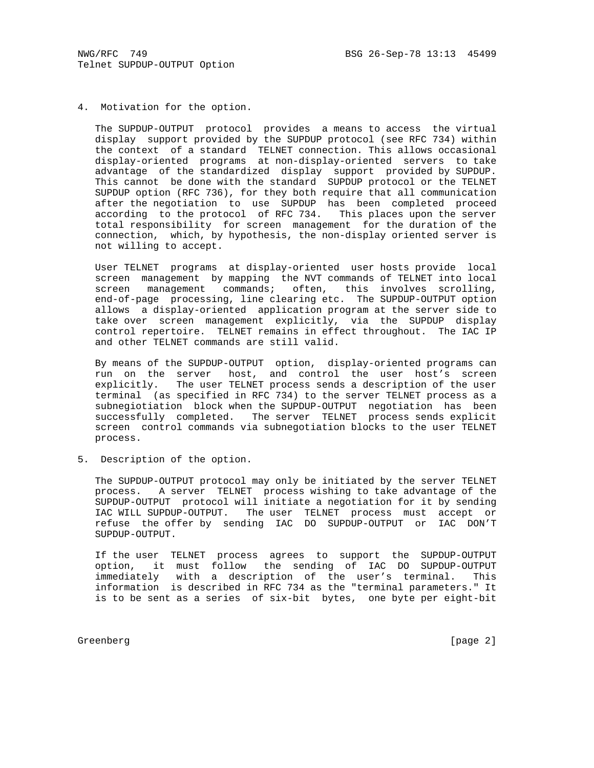4. Motivation for the option.

The SUPDUP-OUTPUT protocol provides a means to access the virtual display support provided by the SUPDUP protocol (see RFC 734) within the context of a standard TELNET connection. This allows occasional display-oriented programs at non-display-oriented servers to take advantage of the standardized display support provided by SUPDUP. This cannot be done with the standard SUPDUP protocol or the TELNET SUPDUP option (RFC 736), for they both require that all communication after the negotiation to use SUPDUP has been completed proceed according to the protocol of RFC 734. This places upon the server total responsibility for screen management for the duration of the connection, which, by hypothesis, the non-display oriented server is not willing to accept.

User TELNET programs at display-oriented user hosts provide local screen management by mapping the NVT commands of TELNET into local screen management commands; often, this involves scrolling, end-of-page processing, line clearing etc. The SUPDUP-OUTPUT option allows a display-oriented application program at the server side to take over screen management explicitly, via the SUPDUP display control repertoire. TELNET remains in effect throughout. The IAC IP and other TELNET commands are still valid.

By means of the SUPDUP-OUTPUT option, display-oriented programs can run on the server host, and control the user host's screen explicitly. The user TELNET process sends a description of the user terminal (as specified in RFC 734) to the server TELNET process as a subnegiotiation block when the SUPDUP-OUTPUT negotiation has been successfully completed. The server TELNET process sends explicit screen control commands via subnegotiation blocks to the user TELNET process.

5. Description of the option.

The SUPDUP-OUTPUT protocol may only be initiated by the server TELNET process. A server TELNET process wishing to take advantage of the SUPDUP-OUTPUT protocol will initiate a negotiation for it by sending IAC WILL SUPDUP-OUTPUT. The user TELNET process must accept or refuse the offer by sending IAC DO SUPDUP-OUTPUT or IAC DON'T SUPDUP-OUTPUT.

If the user TELNET process agrees to support the SUPDUP-OUTPUT option, it must follow the sending of IAC DO SUPDUP-OUTPUT immediately with a description of the user's terminal. This information is described in RFC 734 as the "terminal parameters." It is to be sent as a series of six-bit bytes, one byte per eight-bit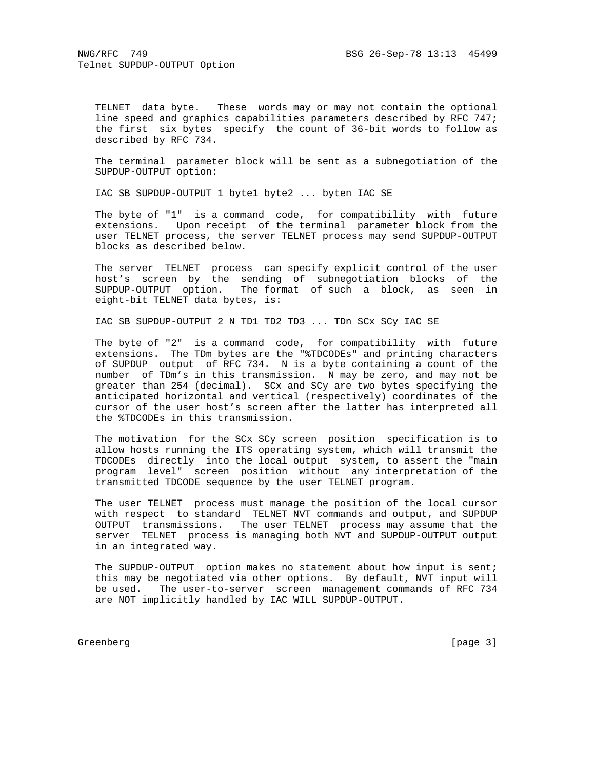TELNET data byte. These words may or may not contain the optional line speed and graphics capabilities parameters described by RFC 747; the first six bytes specify the count of 36-bit words to follow as described by RFC 734.

The terminal parameter block will be sent as a subnegotiation of the SUPDUP-OUTPUT option:

```
IAC SB SUPDUP-OUTPUT 1 byte1 byte2 ... byten IAC SE
```

The byte of "1" is a command code, for compatibility with future extensions. Upon receipt of the terminal parameter block from the user TELNET process, the server TELNET process may send SUPDUP-OUTPUT blocks as described below.

The server TELNET process can specify explicit control of the user host's screen by the sending of subnegotiation blocks of the SUPDUP-OUTPUT option. The format of such a block, as seen in eight-bit TELNET data bytes, is:

```
IAC SB SUPDUP-OUTPUT 2 N TD1 TD2 TD3 ... TDn SCx SCy IAC SE
```

The byte of "2" is a command code, for compatibility with future extensions. The TDm bytes are the "%TDCODEs" and printing characters of SUPDUP output of RFC 734. N is a byte containing a count of the number of TDm's in this transmission. N may be zero, and may not be greater than 254 (decimal). SCx and SCy are two bytes specifying the anticipated horizontal and vertical (respectively) coordinates of the cursor of the user host's screen after the latter has interpreted all the %TDCODEs in this transmission.

The motivation for the SCx SCy screen position specification is to allow hosts running the ITS operating system, which will transmit the TDCODEs directly into the local output system, to assert the "main program level" screen position without any interpretation of the transmitted TDCODE sequence by the user TELNET program.

The user TELNET process must manage the position of the local cursor with respect to standard TELNET NVT commands and output, and SUPDUP OUTPUT transmissions. The user TELNET process may assume that the server TELNET process is managing both NVT and SUPDUP-OUTPUT output in an integrated way.

The SUPDUP-OUTPUT option makes no statement about how input is sent; this may be negotiated via other options. By default, NVT input will be used. The user-to-server screen management commands of RFC 734 are NOT implicitly handled by IAC WILL SUPDUP-OUTPUT.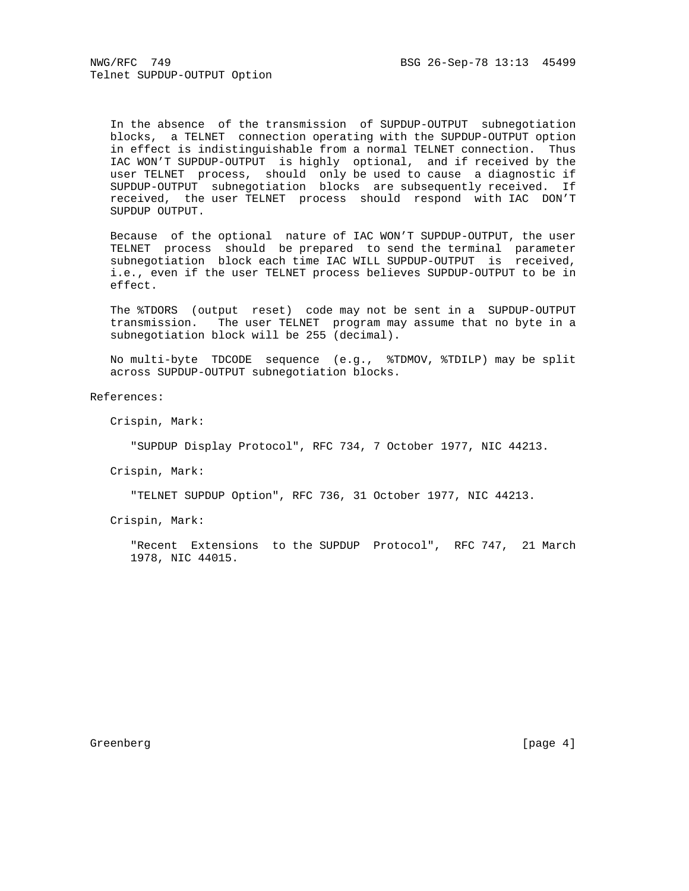In the absence of the transmission of SUPDUP-OUTPUT subnegotiation blocks, a TELNET connection operating with the SUPDUP-OUTPUT option in effect is indistinguishable from a normal TELNET connection. Thus IAC WON'T SUPDUP-OUTPUT is highly optional, and if received by the user TELNET process, should only be used to cause a diagnostic if SUPDUP-OUTPUT subnegotiation blocks are subsequently received. If received, the user TELNET process should respond with IAC DON'T SUPDUP OUTPUT.

Because of the optional nature of IAC WON'T SUPDUP-OUTPUT, the user TELNET process should be prepared to send the terminal parameter subnegotiation block each time IAC WILL SUPDUP-OUTPUT is received, i.e., even if the user TELNET process believes SUPDUP-OUTPUT to be in effect.

The %TDORS (output reset) code may not be sent in a SUPDUP-OUTPUT transmission. The user TELNET program may assume that no byte in a subnegotiation block will be 255 (decimal).

No multi-byte TDCODE sequence (e.g., %TDMOV, %TDILP) may be split across SUPDUP-OUTPUT subnegotiation blocks.

References:

Crispin, Mark:

"SUPDUP Display Protocol", RFC 734, 7 October 1977, NIC 44213.

Crispin, Mark:

"TELNET SUPDUP Option", RFC 736, 31 October 1977, NIC 44213.

Crispin, Mark:

"Recent Extensions to the SUPDUP Protocol", RFC 747, 21 March 1978, NIC 44015.